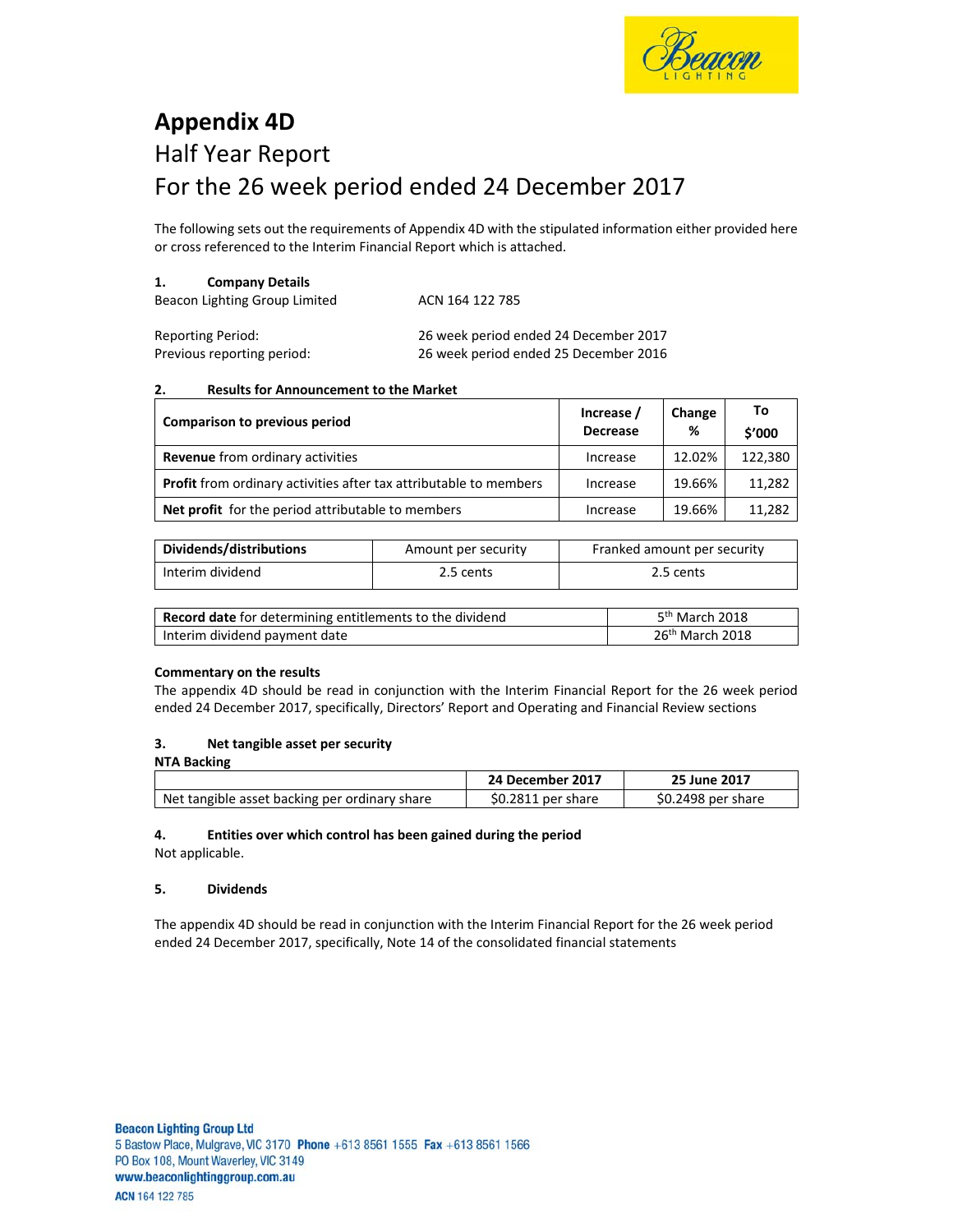# Appendix 4D

## Half Year Report

## For the 26 week period ended 24 December 2017

The following sets out the requirements of Appendix 4D with the stipulated information either provided here or cross referenced to the Interim Financial Report which is attached.

### 1. Company Details

Beacon Lighting Group Limited ACN 164 122 785

Reporting Period: 26 week period ended 24 December 2017

Previous reporting period: 26 week period ended 25 December 2016

### 2. Results for Announcement to the Market

| Comparison to previous period | Increase / Decrease | Change % | To $'000 |
|---|---|---|---|
| **Revenue** from ordinary activities | Increase | 12.02% | 122,380 |
| **Profit** from ordinary activities after tax attributable to members | Increase | 19.66% | 11,282 |
| **Net profit** for the period attributable to members | Increase | 19.66% | 11,282 |

| Dividends/distributions | Amount per security | Franked amount per security |
|---|---|---|
| Interim dividend | 2.5 cents | 2.5 cents |

| | |
|---|---|
| **Record date** for determining entitlements to the dividend | 5th March 2018 |
| Interim dividend payment date | 26th March 2018 |

**Commentary on the results**

The appendix 4D should be read in conjunction with the Interim Financial Report for the 26 week period ended 24 December 2017, specifically, Directors' Report and Operating and Financial Review sections

### 3. Net tangible asset per security

**NTA Backing**

| | 24 December 2017 | 25 June 2017 |
|---|---|---|
| Net tangible asset backing per ordinary share | $0.2811 per share | $0.2498 per share |

### 4. Entities over which control has been gained during the period

Not applicable.

### 5. Dividends

The appendix 4D should be read in conjunction with the Interim Financial Report for the 26 week period ended 24 December 2017, specifically, Note 14 of the consolidated financial statements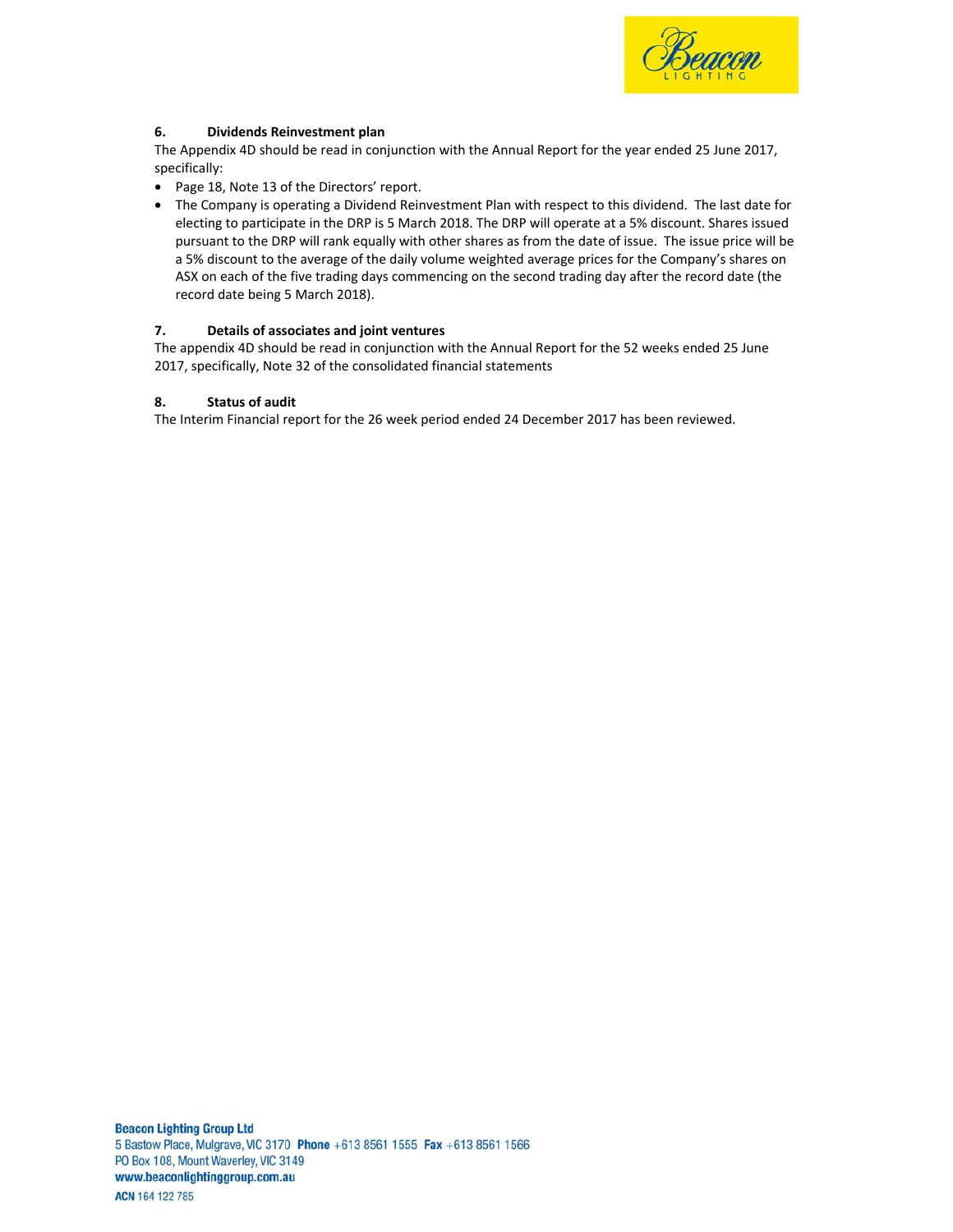## 6. Dividends Reinvestment plan

The Appendix 4D should be read in conjunction with the Annual Report for the year ended 25 June 2017, specifically:

- Page 18, Note 13 of the Directors' report.
- The Company is operating a Dividend Reinvestment Plan with respect to this dividend. The last date for electing to participate in the DRP is 5 March 2018. The DRP will operate at a 5% discount. Shares issued pursuant to the DRP will rank equally with other shares as from the date of issue. The issue price will be a 5% discount to the average of the daily volume weighted average prices for the Company's shares on ASX on each of the five trading days commencing on the second trading day after the record date (the record date being 5 March 2018).

## 7. Details of associates and joint ventures

The appendix 4D should be read in conjunction with the Annual Report for the 52 weeks ended 25 June 2017, specifically, Note 32 of the consolidated financial statements

## 8. Status of audit

The Interim Financial report for the 26 week period ended 24 December 2017 has been reviewed.

**Beacon Lighting Group Ltd**
5 Bastow Place, Mulgrave, VIC 3170 **Phone** +613 8561 1555 **Fax** +613 8561 1566
PO Box 108, Mount Waverley, VIC 3149
**www.beaconlightinggroup.com.au**
**ACN** 164 122 785